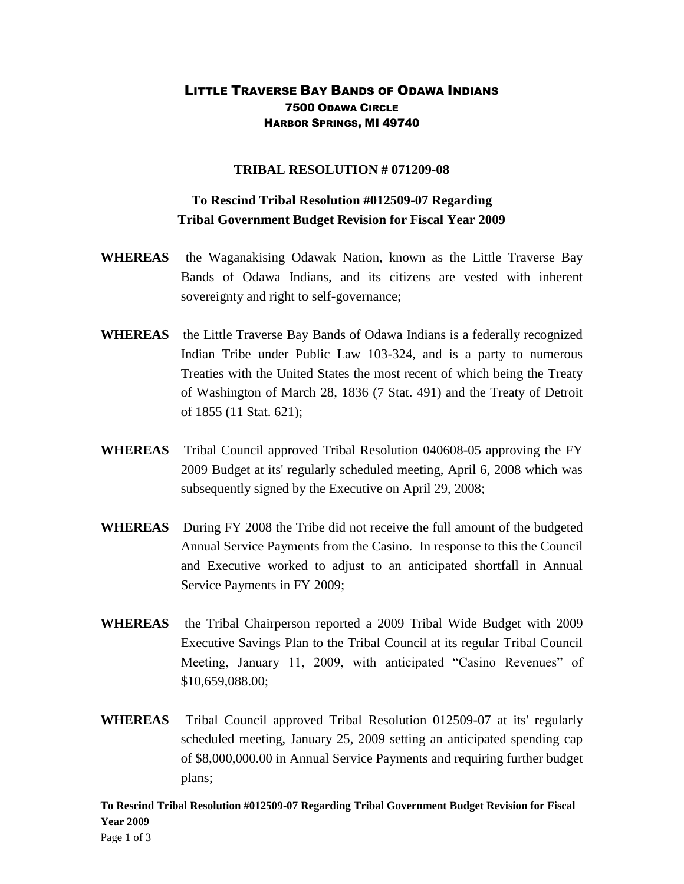# LITTLE TRAVERSE BAY BANDS OF ODAWA INDIANS

**7500 ODAWA CIRCLE**
**HARBOR SPRINGS, MI 49740**

## TRIBAL RESOLUTION # 071209-08

## To Rescind Tribal Resolution #012509-07 Regarding Tribal Government Budget Revision for Fiscal Year 2009

**WHEREAS** the Waganakising Odawak Nation, known as the Little Traverse Bay Bands of Odawa Indians, and its citizens are vested with inherent sovereignty and right to self-governance;

**WHEREAS** the Little Traverse Bay Bands of Odawa Indians is a federally recognized Indian Tribe under Public Law 103-324, and is a party to numerous Treaties with the United States the most recent of which being the Treaty of Washington of March 28, 1836 (7 Stat. 491) and the Treaty of Detroit of 1855 (11 Stat. 621);

**WHEREAS** Tribal Council approved Tribal Resolution 040608-05 approving the FY 2009 Budget at its' regularly scheduled meeting, April 6, 2008 which was subsequently signed by the Executive on April 29, 2008;

**WHEREAS** During FY 2008 the Tribe did not receive the full amount of the budgeted Annual Service Payments from the Casino. In response to this the Council and Executive worked to adjust to an anticipated shortfall in Annual Service Payments in FY 2009;

**WHEREAS** the Tribal Chairperson reported a 2009 Tribal Wide Budget with 2009 Executive Savings Plan to the Tribal Council at its regular Tribal Council Meeting, January 11, 2009, with anticipated "Casino Revenues" of $10,659,088.00;

**WHEREAS** Tribal Council approved Tribal Resolution 012509-07 at its' regularly scheduled meeting, January 25, 2009 setting an anticipated spending cap of $8,000,000.00 in Annual Service Payments and requiring further budget plans;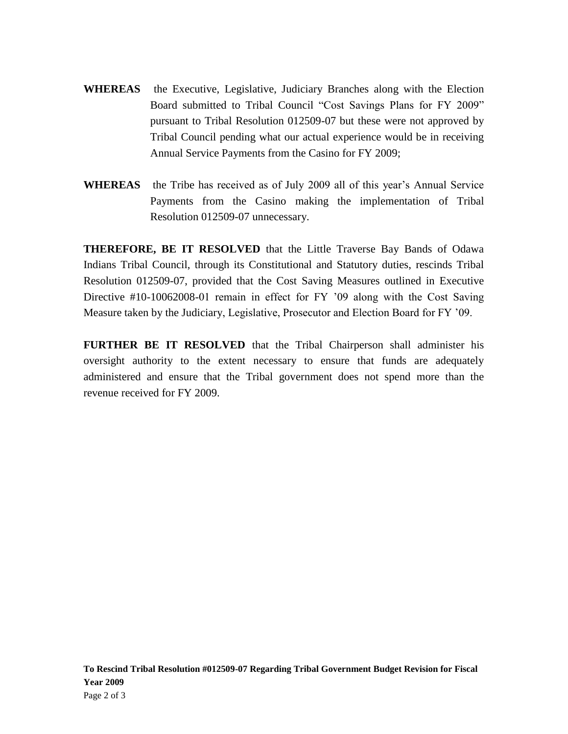**WHEREAS** the Executive, Legislative, Judiciary Branches along with the Election Board submitted to Tribal Council "Cost Savings Plans for FY 2009" pursuant to Tribal Resolution 012509-07 but these were not approved by Tribal Council pending what our actual experience would be in receiving Annual Service Payments from the Casino for FY 2009;

**WHEREAS** the Tribe has received as of July 2009 all of this year's Annual Service Payments from the Casino making the implementation of Tribal Resolution 012509-07 unnecessary.

**THEREFORE, BE IT RESOLVED** that the Little Traverse Bay Bands of Odawa Indians Tribal Council, through its Constitutional and Statutory duties, rescinds Tribal Resolution 012509-07, provided that the Cost Saving Measures outlined in Executive Directive #10-10062008-01 remain in effect for FY '09 along with the Cost Saving Measure taken by the Judiciary, Legislative, Prosecutor and Election Board for FY '09.

**FURTHER BE IT RESOLVED** that the Tribal Chairperson shall administer his oversight authority to the extent necessary to ensure that funds are adequately administered and ensure that the Tribal government does not spend more than the revenue received for FY 2009.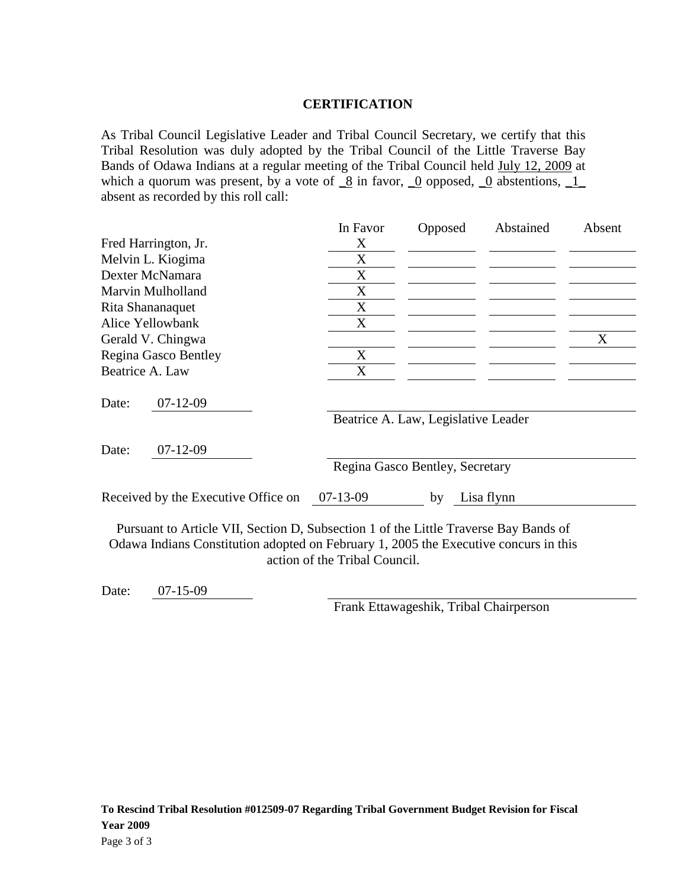**CERTIFICATION**

As Tribal Council Legislative Leader and Tribal Council Secretary, we certify that this Tribal Resolution was duly adopted by the Tribal Council of the Little Traverse Bay Bands of Odawa Indians at a regular meeting of the Tribal Council held July 12, 2009 at which a quorum was present, by a vote of _8 in favor, _0 opposed, _0 abstentions, _1_ absent as recorded by this roll call:

| | In Favor | Opposed | Abstained | Absent |
|---|---|---|---|---|
| Fred Harrington, Jr. | X | | | |
| Melvin L. Kiogima | X | | | |
| Dexter McNamara | X | | | |
| Marvin Mulholland | X | | | |
| Rita Shananaquet | X | | | |
| Alice Yellowbank | X | | | |
| Gerald V. Chingwa | | | | X |
| Regina Gasco Bentley | X | | | |
| Beatrice A. Law | X | | | |

Date: 07-12-09

Beatrice A. Law, Legislative Leader

Date: 07-12-09

Regina Gasco Bentley, Secretary

Received by the Executive Office on 07-13-09 by Lisa flynn

Pursuant to Article VII, Section D, Subsection 1 of the Little Traverse Bay Bands of Odawa Indians Constitution adopted on February 1, 2005 the Executive concurs in this action of the Tribal Council.

Date: 07-15-09

Frank Ettawageshik, Tribal Chairperson